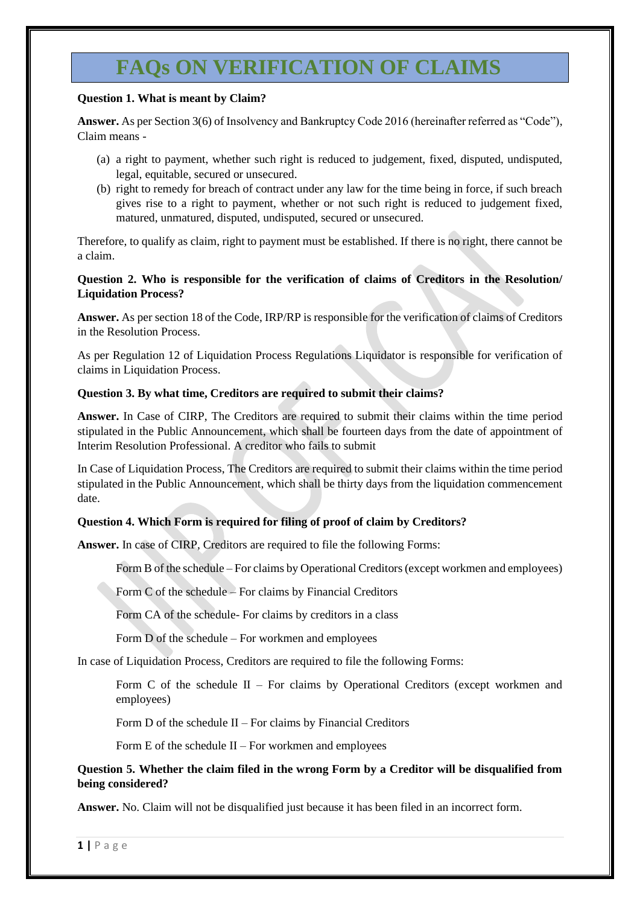# FAQs ON VERIFICATION OF CLAIMS

**Question 1. What is meant by Claim?**

**Answer.** As per Section 3(6) of Insolvency and Bankruptcy Code 2016 (hereinafter referred as "Code"), Claim means -

(a) a right to payment, whether such right is reduced to judgement, fixed, disputed, undisputed, legal, equitable, secured or unsecured.

(b) right to remedy for breach of contract under any law for the time being in force, if such breach gives rise to a right to payment, whether or not such right is reduced to judgement fixed, matured, unmatured, disputed, undisputed, secured or unsecured.

Therefore, to qualify as claim, right to payment must be established. If there is no right, there cannot be a claim.

**Question 2. Who is responsible for the verification of claims of Creditors in the Resolution/ Liquidation Process?**

**Answer.** As per section 18 of the Code, IRP/RP is responsible for the verification of claims of Creditors in the Resolution Process.

As per Regulation 12 of Liquidation Process Regulations Liquidator is responsible for verification of claims in Liquidation Process.

**Question 3. By what time, Creditors are required to submit their claims?**

**Answer.** In Case of CIRP, The Creditors are required to submit their claims within the time period stipulated in the Public Announcement, which shall be fourteen days from the date of appointment of Interim Resolution Professional. A creditor who fails to submit

In Case of Liquidation Process, The Creditors are required to submit their claims within the time period stipulated in the Public Announcement, which shall be thirty days from the liquidation commencement date.

**Question 4. Which Form is required for filing of proof of claim by Creditors?**

**Answer.** In case of CIRP, Creditors are required to file the following Forms:

Form B of the schedule – For claims by Operational Creditors (except workmen and employees)

Form C of the schedule – For claims by Financial Creditors

Form CA of the schedule- For claims by creditors in a class

Form D of the schedule – For workmen and employees

In case of Liquidation Process, Creditors are required to file the following Forms:

Form C of the schedule II – For claims by Operational Creditors (except workmen and employees)

Form D of the schedule II – For claims by Financial Creditors

Form E of the schedule II – For workmen and employees

**Question 5. Whether the claim filed in the wrong Form by a Creditor will be disqualified from being considered?**

**Answer.** No. Claim will not be disqualified just because it has been filed in an incorrect form.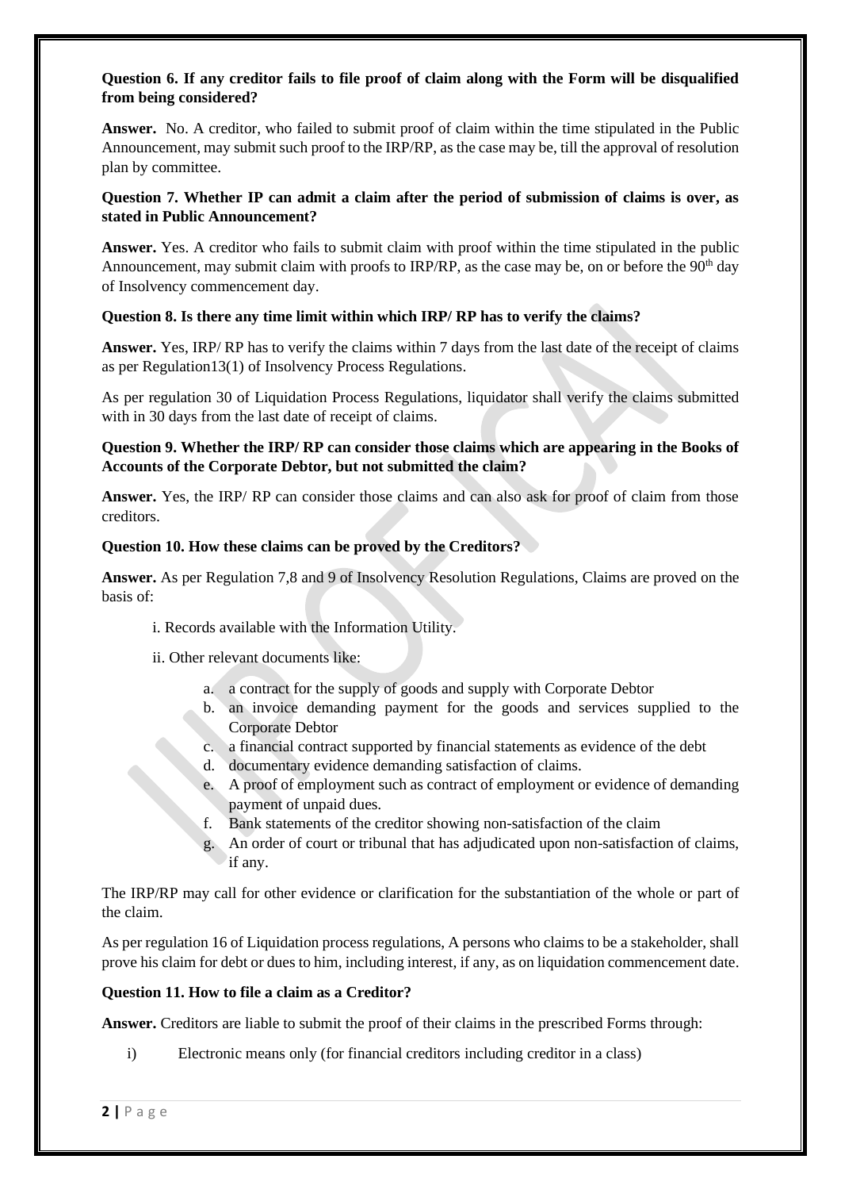**Question 6. If any creditor fails to file proof of claim along with the Form will be disqualified from being considered?**

**Answer.** No. A creditor, who failed to submit proof of claim within the time stipulated in the Public Announcement, may submit such proof to the IRP/RP, as the case may be, till the approval of resolution plan by committee.

**Question 7. Whether IP can admit a claim after the period of submission of claims is over, as stated in Public Announcement?**

**Answer.** Yes. A creditor who fails to submit claim with proof within the time stipulated in the public Announcement, may submit claim with proofs to IRP/RP, as the case may be, on or before the 90th day of Insolvency commencement day.

**Question 8. Is there any time limit within which IRP/ RP has to verify the claims?**

**Answer.** Yes, IRP/ RP has to verify the claims within 7 days from the last date of the receipt of claims as per Regulation13(1) of Insolvency Process Regulations.

As per regulation 30 of Liquidation Process Regulations, liquidator shall verify the claims submitted with in 30 days from the last date of receipt of claims.

**Question 9. Whether the IRP/ RP can consider those claims which are appearing in the Books of Accounts of the Corporate Debtor, but not submitted the claim?**

**Answer.** Yes, the IRP/ RP can consider those claims and can also ask for proof of claim from those creditors.

**Question 10. How these claims can be proved by the Creditors?**

**Answer.** As per Regulation 7,8 and 9 of Insolvency Resolution Regulations, Claims are proved on the basis of:

i. Records available with the Information Utility.

ii. Other relevant documents like:

a. a contract for the supply of goods and supply with Corporate Debtor
b. an invoice demanding payment for the goods and services supplied to the Corporate Debtor
c. a financial contract supported by financial statements as evidence of the debt
d. documentary evidence demanding satisfaction of claims.
e. A proof of employment such as contract of employment or evidence of demanding payment of unpaid dues.
f. Bank statements of the creditor showing non-satisfaction of the claim
g. An order of court or tribunal that has adjudicated upon non-satisfaction of claims, if any.

The IRP/RP may call for other evidence or clarification for the substantiation of the whole or part of the claim.

As per regulation 16 of Liquidation process regulations, A persons who claims to be a stakeholder, shall prove his claim for debt or dues to him, including interest, if any, as on liquidation commencement date.

**Question 11. How to file a claim as a Creditor?**

**Answer.** Creditors are liable to submit the proof of their claims in the prescribed Forms through:

i) Electronic means only (for financial creditors including creditor in a class)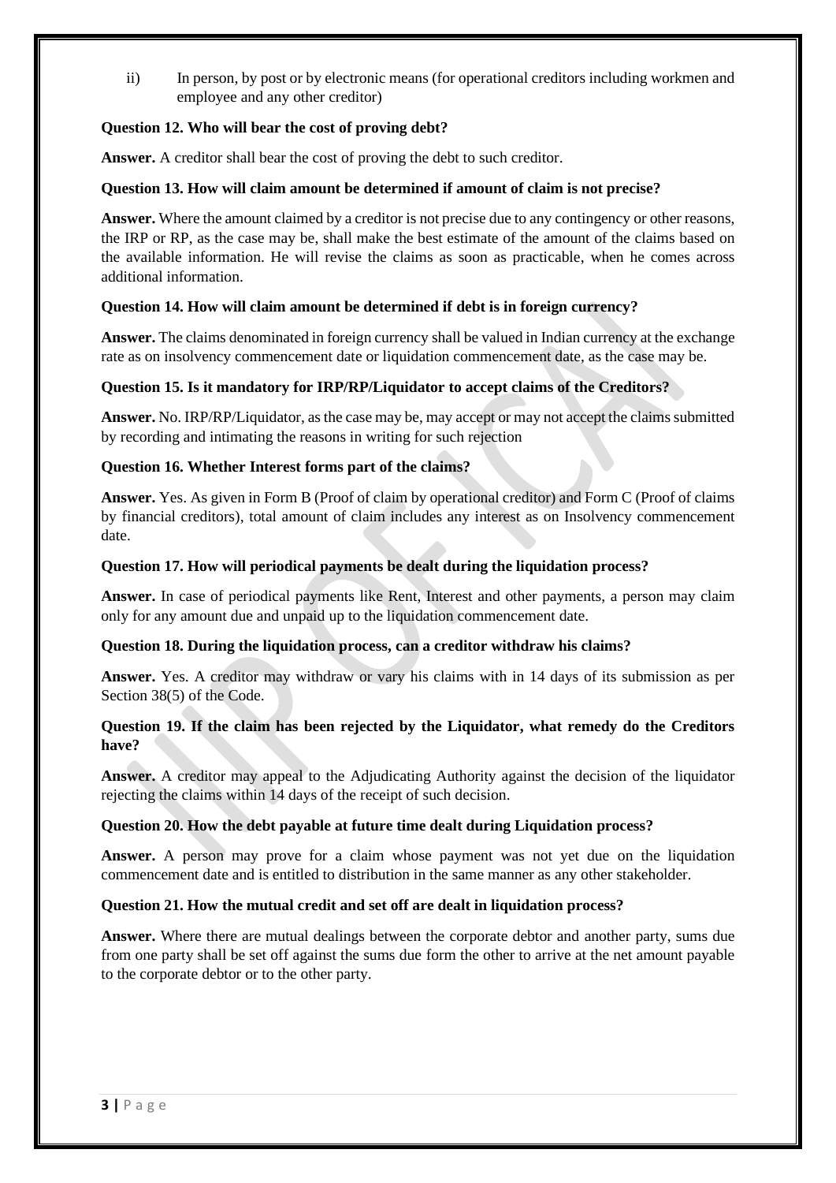ii) In person, by post or by electronic means (for operational creditors including workmen and employee and any other creditor)

**Question 12. Who will bear the cost of proving debt?**

**Answer.** A creditor shall bear the cost of proving the debt to such creditor.

**Question 13. How will claim amount be determined if amount of claim is not precise?**

**Answer.** Where the amount claimed by a creditor is not precise due to any contingency or other reasons, the IRP or RP, as the case may be, shall make the best estimate of the amount of the claims based on the available information. He will revise the claims as soon as practicable, when he comes across additional information.

**Question 14. How will claim amount be determined if debt is in foreign currency?**

**Answer.** The claims denominated in foreign currency shall be valued in Indian currency at the exchange rate as on insolvency commencement date or liquidation commencement date, as the case may be.

**Question 15. Is it mandatory for IRP/RP/Liquidator to accept claims of the Creditors?**

**Answer.** No. IRP/RP/Liquidator, as the case may be, may accept or may not accept the claims submitted by recording and intimating the reasons in writing for such rejection

**Question 16. Whether Interest forms part of the claims?**

**Answer.** Yes. As given in Form B (Proof of claim by operational creditor) and Form C (Proof of claims by financial creditors), total amount of claim includes any interest as on Insolvency commencement date.

**Question 17. How will periodical payments be dealt during the liquidation process?**

**Answer.** In case of periodical payments like Rent, Interest and other payments, a person may claim only for any amount due and unpaid up to the liquidation commencement date.

**Question 18. During the liquidation process, can a creditor withdraw his claims?**

**Answer.** Yes. A creditor may withdraw or vary his claims with in 14 days of its submission as per Section 38(5) of the Code.

**Question 19. If the claim has been rejected by the Liquidator, what remedy do the Creditors have?**

**Answer.** A creditor may appeal to the Adjudicating Authority against the decision of the liquidator rejecting the claims within 14 days of the receipt of such decision.

**Question 20. How the debt payable at future time dealt during Liquidation process?**

**Answer.** A person may prove for a claim whose payment was not yet due on the liquidation commencement date and is entitled to distribution in the same manner as any other stakeholder.

**Question 21. How the mutual credit and set off are dealt in liquidation process?**

**Answer.** Where there are mutual dealings between the corporate debtor and another party, sums due from one party shall be set off against the sums due form the other to arrive at the net amount payable to the corporate debtor or to the other party.